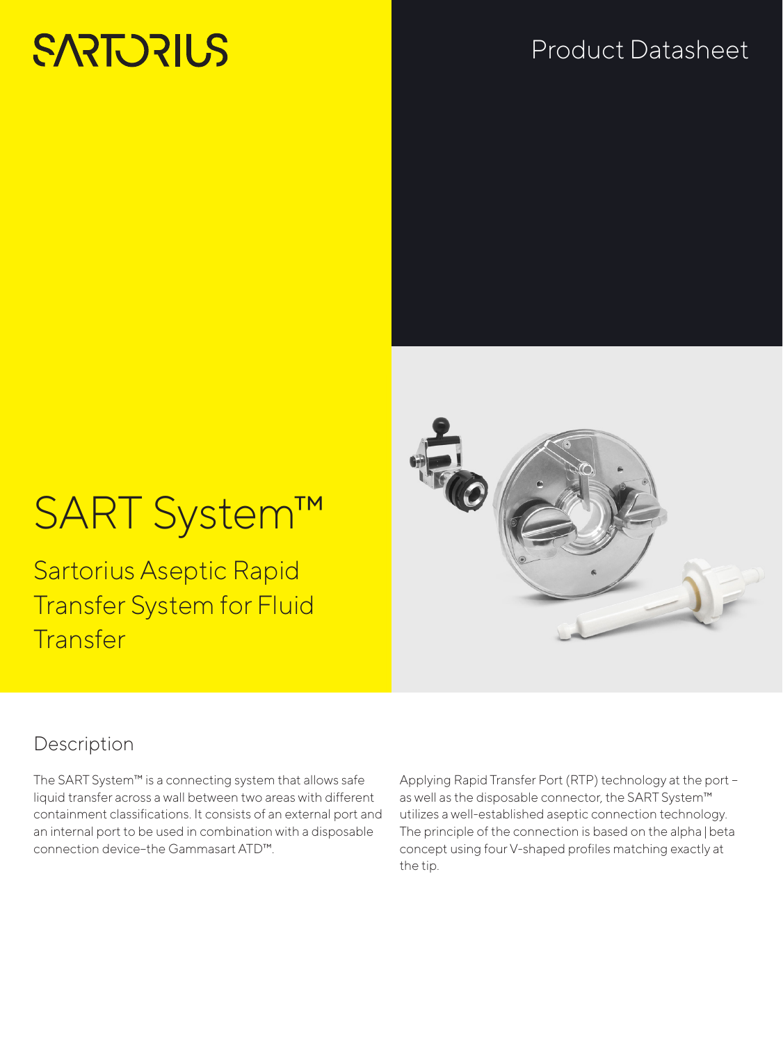SARTORIUS

Product Datasheet

# SART System™

## Sartorius Aseptic Rapid Transfer System for Fluid Transfer

## Description

The SART System™ is a connecting system that allows safe liquid transfer across a wall between two areas with different containment classifications. It consists of an external port and an internal port to be used in combination with a disposable connection device–the Gammasart ATD™.

Applying Rapid Transfer Port (RTP) technology at the port – as well as the disposable connector, the SART System™ utilizes a well-established aseptic connection technology. The principle of the connection is based on the alpha | beta concept using four V-shaped profiles matching exactly at the tip.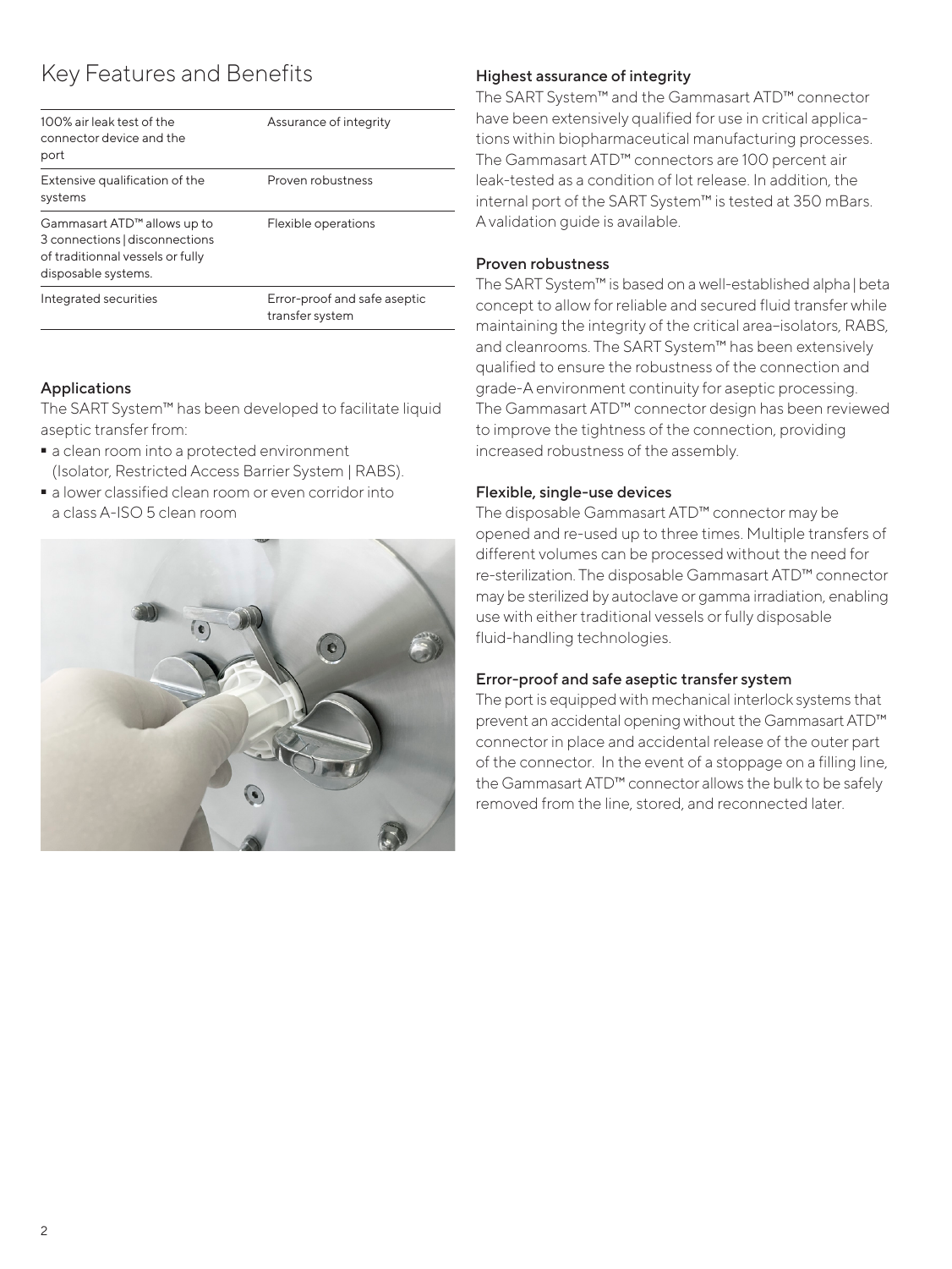# Key Features and Benefits

| | |
|---|---|
| 100% air leak test of the connector device and the port | Assurance of integrity |
| Extensive qualification of the systems | Proven robustness |
| Gammasart ATD™ allows up to 3 connections \| disconnections of traditionnal vessels or fully disposable systems. | Flexible operations |
| Integrated securities | Error-proof and safe aseptic transfer system |

### Applications

The SART System™ has been developed to facilitate liquid aseptic transfer from:

- a clean room into a protected environment (Isolator, Restricted Access Barrier System | RABS).
- a lower classified clean room or even corridor into a class A-ISO 5 clean room

### Highest assurance of integrity

The SART System™ and the Gammasart ATD™ connector have been extensively qualified for use in critical applications within biopharmaceutical manufacturing processes. The Gammasart ATD™ connectors are 100 percent air leak-tested as a condition of lot release. In addition, the internal port of the SART System™ is tested at 350 mBars. A validation guide is available.

### Proven robustness

The SART System™ is based on a well-established alpha | beta concept to allow for reliable and secured fluid transfer while maintaining the integrity of the critical area–isolators, RABS, and cleanrooms. The SART System™ has been extensively qualified to ensure the robustness of the connection and grade-A environment continuity for aseptic processing. The Gammasart ATD™ connector design has been reviewed to improve the tightness of the connection, providing increased robustness of the assembly.

### Flexible, single-use devices

The disposable Gammasart ATD™ connector may be opened and re-used up to three times. Multiple transfers of different volumes can be processed without the need for re-sterilization. The disposable Gammasart ATD™ connector may be sterilized by autoclave or gamma irradiation, enabling use with either traditional vessels or fully disposable fluid-handling technologies.

### Error-proof and safe aseptic transfer system

The port is equipped with mechanical interlock systems that prevent an accidental opening without the Gammasart ATD™ connector in place and accidental release of the outer part of the connector. In the event of a stoppage on a filling line, the Gammasart ATD™ connector allows the bulk to be safely removed from the line, stored, and reconnected later.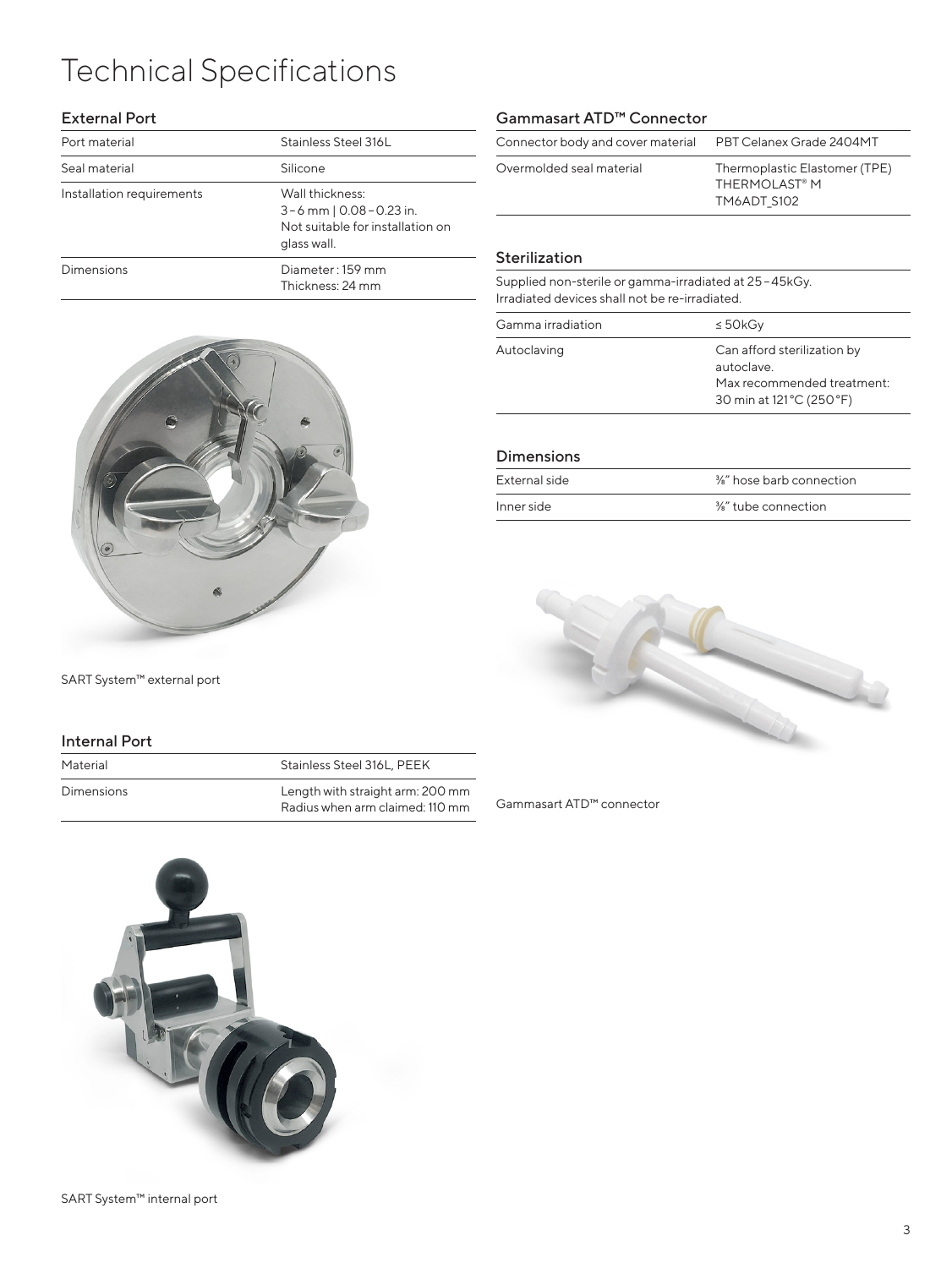# Technical Specifications

## External Port

| | |
|---|---|
| Port material | Stainless Steel 316L |
| Seal material | Silicone |
| Installation requirements | Wall thickness: 3 – 6 mm \| 0.08 – 0.23 in. Not suitable for installation on glass wall. |
| Dimensions | Diameter : 159 mm Thickness: 24 mm |

SART System™ external port

## Internal Port

| | |
|---|---|
| Material | Stainless Steel 316L, PEEK |
| Dimensions | Length with straight arm: 200 mm Radius when arm claimed: 110 mm |

SART System™ internal port

## Gammasart ATD™ Connector

| | |
|---|---|
| Connector body and cover material | PBT Celanex Grade 2404MT |
| Overmolded seal material | Thermoplastic Elastomer (TPE) THERMOLAST® M TM6ADT_S102 |

## Sterilization

Supplied non-sterile or gamma-irradiated at 25 – 45kGy.
Irradiated devices shall not be re-irradiated.

| | |
|---|---|
| Gamma irradiation | ≤ 50kGy |
| Autoclaving | Can afford sterilization by autoclave. Max recommended treatment: 30 min at 121 °C (250 °F) |

## Dimensions

| | |
|---|---|
| External side | ⅜" hose barb connection |
| Inner side | ⅜" tube connection |

Gammasart ATD™ connector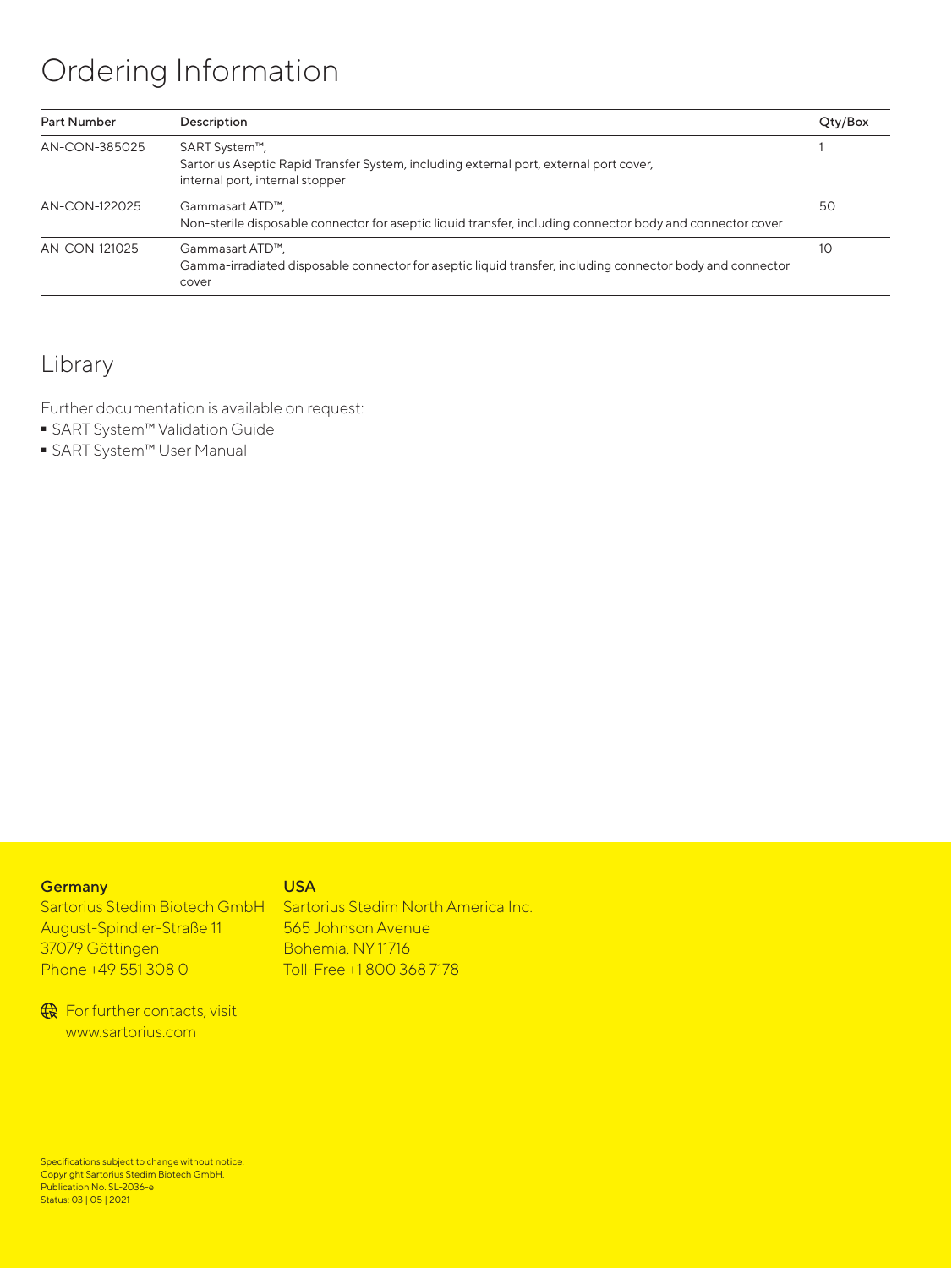# Ordering Information

| Part Number | Description | Qty/Box |
| --- | --- | --- |
| AN-CON-385025 | SART System™, Sartorius Aseptic Rapid Transfer System, including external port, external port cover, internal port, internal stopper | 1 |
| AN-CON-122025 | Gammasart ATD™, Non-sterile disposable connector for aseptic liquid transfer, including connector body and connector cover | 50 |
| AN-CON-121025 | Gammasart ATD™, Gamma-irradiated disposable connector for aseptic liquid transfer, including connector body and connector cover | 10 |

## Library

Further documentation is available on request:

- SART System™ Validation Guide
- SART System™ User Manual

**Germany**
Sartorius Stedim Biotech GmbH
August-Spindler-Straße 11
37079 Göttingen
Phone +49 551 308 0

**USA**
Sartorius Stedim North America Inc.
565 Johnson Avenue
Bohemia, NY 11716
Toll-Free +1 800 368 7178

For further contacts, visit
www.sartorius.com

Specifications subject to change without notice.
Copyright Sartorius Stedim Biotech GmbH.
Publication No. SL-2036-e
Status: 03 | 05 | 2021